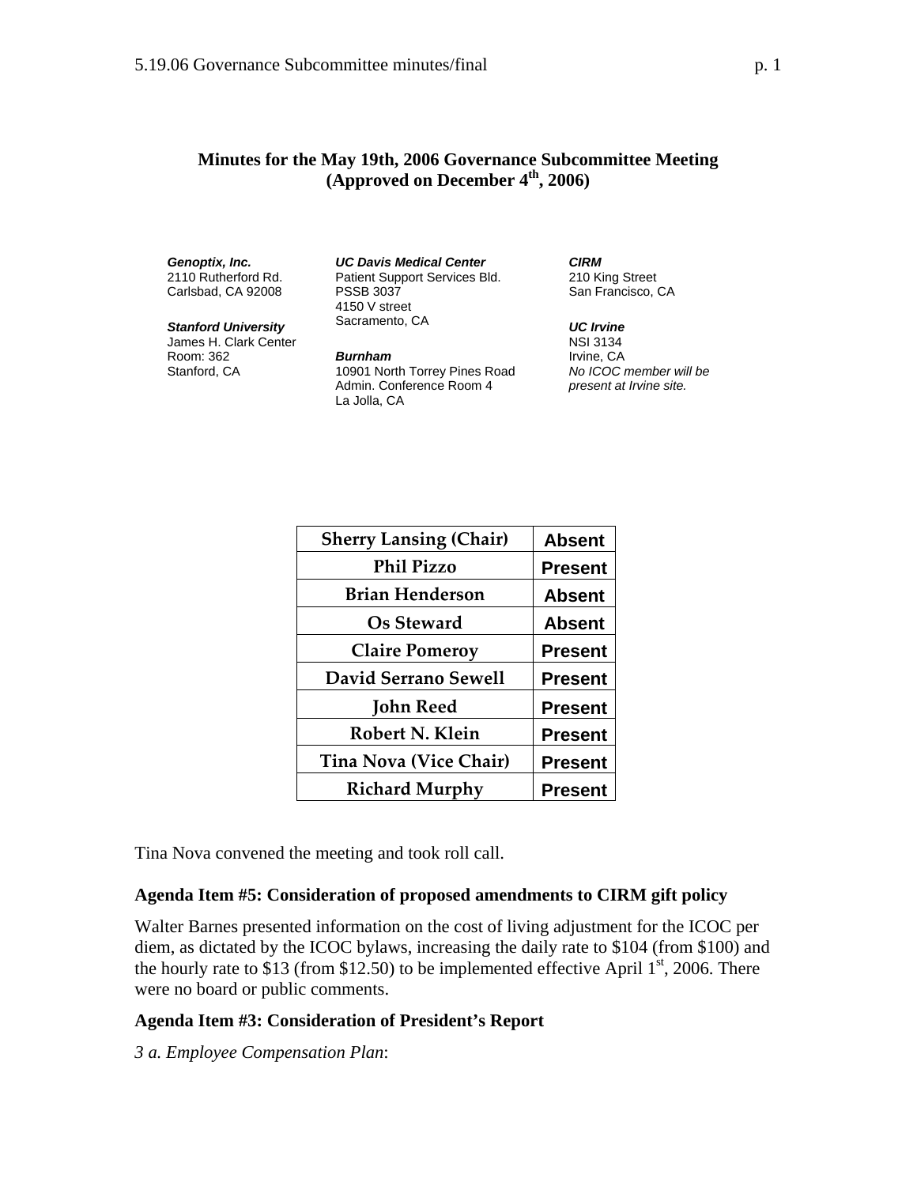# Minutes for the May 19th, 2006 Governance Subcommittee Meeting (Approved on December 4th, 2006)

***Genoptix, Inc.***
2110 Rutherford Rd.
Carlsbad, CA 92008

***Stanford University***
James H. Clark Center
Room: 362
Stanford, CA

***UC Davis Medical Center***
Patient Support Services Bld.
PSSB 3037
4150 V street
Sacramento, CA

***Burnham***
10901 North Torrey Pines Road
Admin. Conference Room 4
La Jolla, CA

***CIRM***
210 King Street
San Francisco, CA

***UC Irvine***
NSI 3134
Irvine, CA
*No ICOC member will be present at Irvine site.*

| Sherry Lansing (Chair) | Absent |
|---|---|
| Phil Pizzo | Present |
| Brian Henderson | Absent |
| Os Steward | Absent |
| Claire Pomeroy | Present |
| David Serrano Sewell | Present |
| John Reed | Present |
| Robert N. Klein | Present |
| Tina Nova (Vice Chair) | Present |
| Richard Murphy | Present |

Tina Nova convened the meeting and took roll call.

**Agenda Item #5: Consideration of proposed amendments to CIRM gift policy**

Walter Barnes presented information on the cost of living adjustment for the ICOC per diem, as dictated by the ICOC bylaws, increasing the daily rate to $104 (from $100) and the hourly rate to $13 (from $12.50) to be implemented effective April 1st, 2006. There were no board or public comments.

**Agenda Item #3: Consideration of President's Report**

*3 a. Employee Compensation Plan*: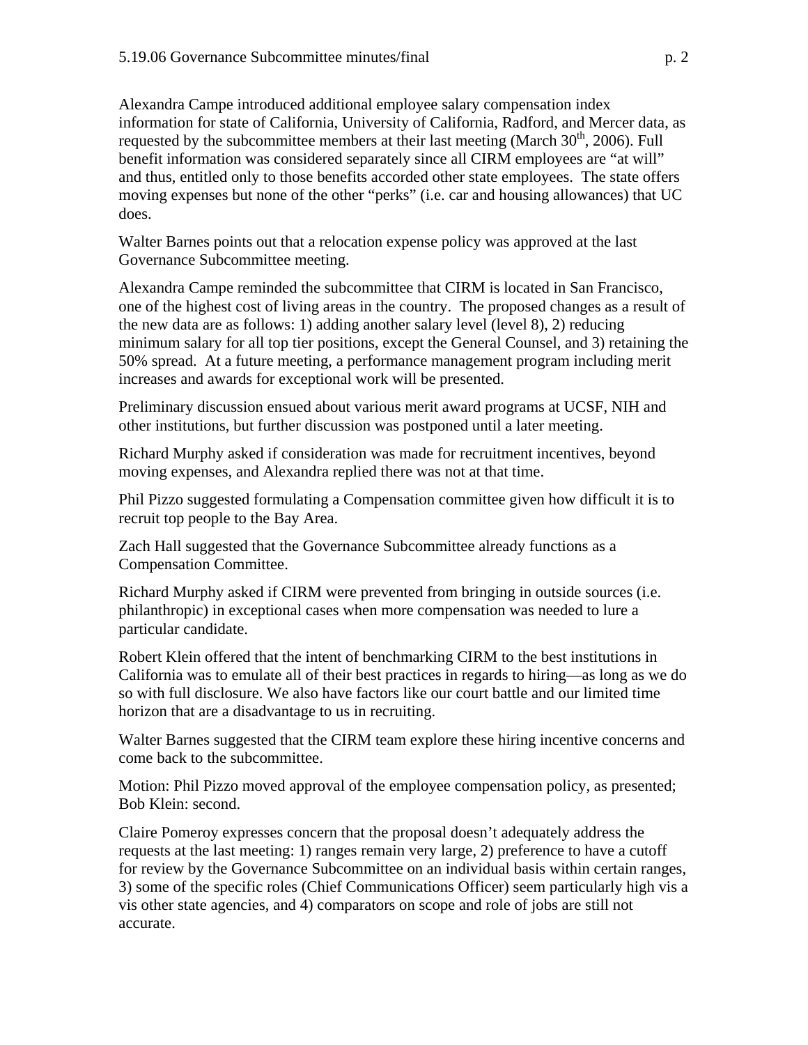Alexandra Campe introduced additional employee salary compensation index information for state of California, University of California, Radford, and Mercer data, as requested by the subcommittee members at their last meeting (March 30th, 2006). Full benefit information was considered separately since all CIRM employees are "at will" and thus, entitled only to those benefits accorded other state employees. The state offers moving expenses but none of the other "perks" (i.e. car and housing allowances) that UC does.

Walter Barnes points out that a relocation expense policy was approved at the last Governance Subcommittee meeting.

Alexandra Campe reminded the subcommittee that CIRM is located in San Francisco, one of the highest cost of living areas in the country. The proposed changes as a result of the new data are as follows: 1) adding another salary level (level 8), 2) reducing minimum salary for all top tier positions, except the General Counsel, and 3) retaining the 50% spread. At a future meeting, a performance management program including merit increases and awards for exceptional work will be presented.

Preliminary discussion ensued about various merit award programs at UCSF, NIH and other institutions, but further discussion was postponed until a later meeting.

Richard Murphy asked if consideration was made for recruitment incentives, beyond moving expenses, and Alexandra replied there was not at that time.

Phil Pizzo suggested formulating a Compensation committee given how difficult it is to recruit top people to the Bay Area.

Zach Hall suggested that the Governance Subcommittee already functions as a Compensation Committee.

Richard Murphy asked if CIRM were prevented from bringing in outside sources (i.e. philanthropic) in exceptional cases when more compensation was needed to lure a particular candidate.

Robert Klein offered that the intent of benchmarking CIRM to the best institutions in California was to emulate all of their best practices in regards to hiring—as long as we do so with full disclosure. We also have factors like our court battle and our limited time horizon that are a disadvantage to us in recruiting.

Walter Barnes suggested that the CIRM team explore these hiring incentive concerns and come back to the subcommittee.

Motion: Phil Pizzo moved approval of the employee compensation policy, as presented; Bob Klein: second.

Claire Pomeroy expresses concern that the proposal doesn't adequately address the requests at the last meeting: 1) ranges remain very large, 2) preference to have a cutoff for review by the Governance Subcommittee on an individual basis within certain ranges, 3) some of the specific roles (Chief Communications Officer) seem particularly high vis a vis other state agencies, and 4) comparators on scope and role of jobs are still not accurate.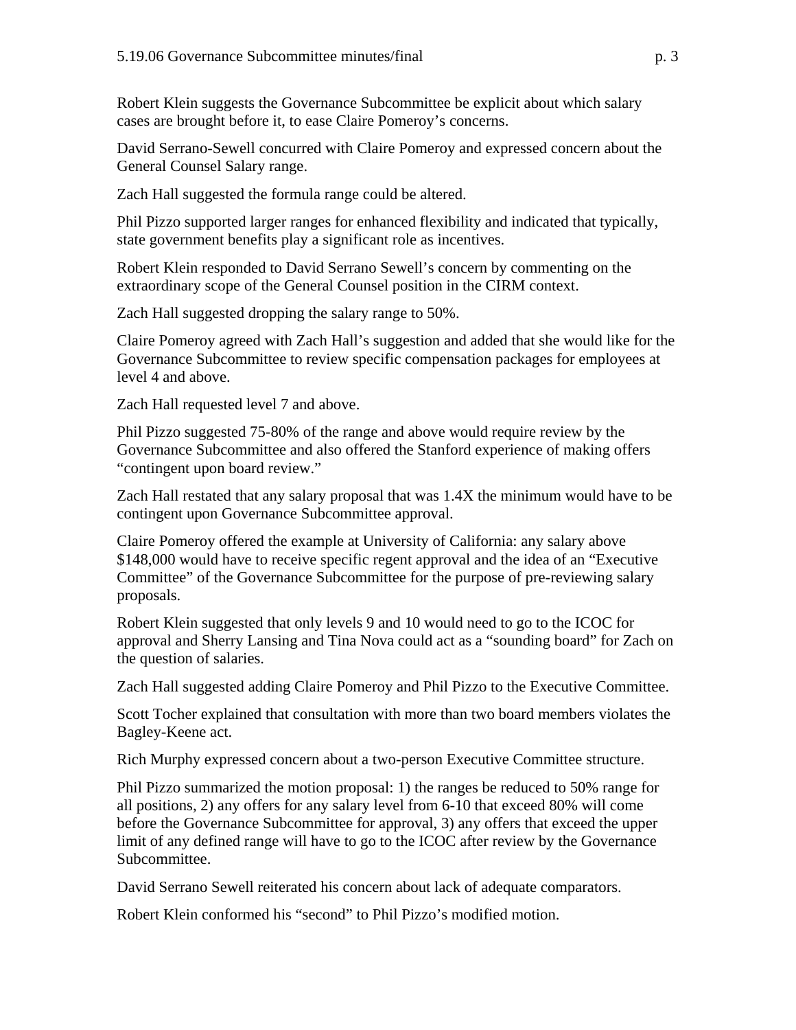Robert Klein suggests the Governance Subcommittee be explicit about which salary cases are brought before it, to ease Claire Pomeroy's concerns.

David Serrano-Sewell concurred with Claire Pomeroy and expressed concern about the General Counsel Salary range.

Zach Hall suggested the formula range could be altered.

Phil Pizzo supported larger ranges for enhanced flexibility and indicated that typically, state government benefits play a significant role as incentives.

Robert Klein responded to David Serrano Sewell's concern by commenting on the extraordinary scope of the General Counsel position in the CIRM context.

Zach Hall suggested dropping the salary range to 50%.

Claire Pomeroy agreed with Zach Hall's suggestion and added that she would like for the Governance Subcommittee to review specific compensation packages for employees at level 4 and above.

Zach Hall requested level 7 and above.

Phil Pizzo suggested 75-80% of the range and above would require review by the Governance Subcommittee and also offered the Stanford experience of making offers "contingent upon board review."

Zach Hall restated that any salary proposal that was 1.4X the minimum would have to be contingent upon Governance Subcommittee approval.

Claire Pomeroy offered the example at University of California: any salary above $148,000 would have to receive specific regent approval and the idea of an "Executive Committee" of the Governance Subcommittee for the purpose of pre-reviewing salary proposals.

Robert Klein suggested that only levels 9 and 10 would need to go to the ICOC for approval and Sherry Lansing and Tina Nova could act as a "sounding board" for Zach on the question of salaries.

Zach Hall suggested adding Claire Pomeroy and Phil Pizzo to the Executive Committee.

Scott Tocher explained that consultation with more than two board members violates the Bagley-Keene act.

Rich Murphy expressed concern about a two-person Executive Committee structure.

Phil Pizzo summarized the motion proposal: 1) the ranges be reduced to 50% range for all positions, 2) any offers for any salary level from 6-10 that exceed 80% will come before the Governance Subcommittee for approval, 3) any offers that exceed the upper limit of any defined range will have to go to the ICOC after review by the Governance Subcommittee.

David Serrano Sewell reiterated his concern about lack of adequate comparators.

Robert Klein conformed his "second" to Phil Pizzo's modified motion.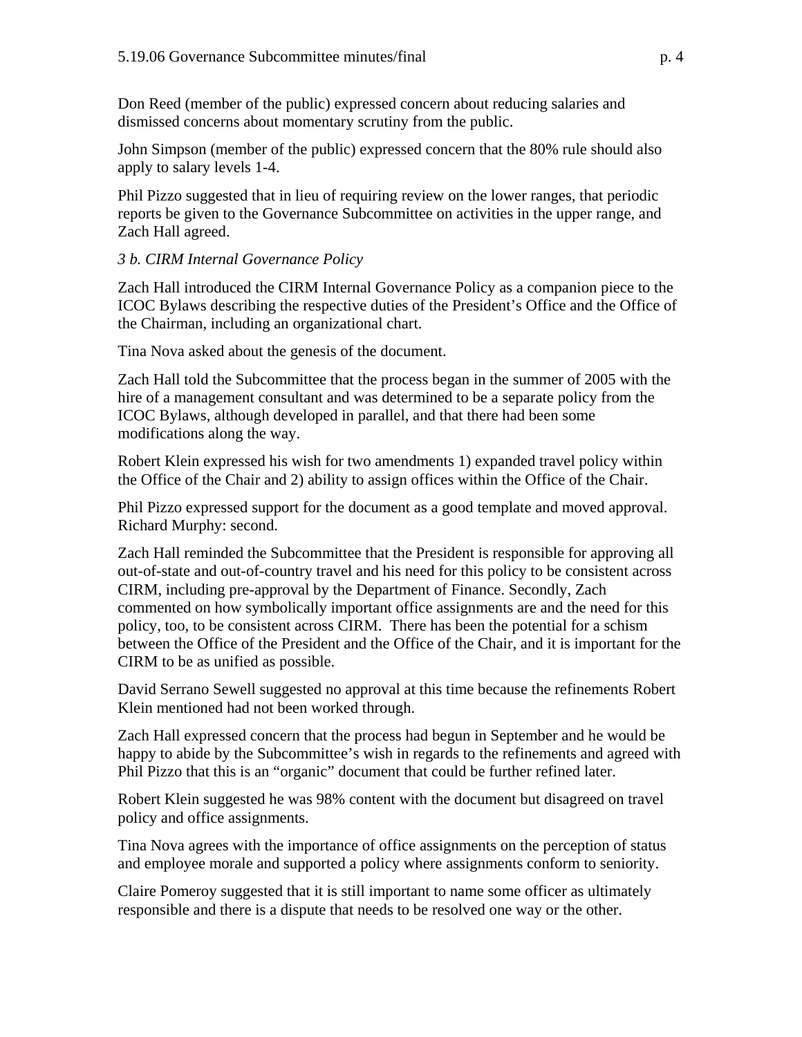Don Reed (member of the public) expressed concern about reducing salaries and dismissed concerns about momentary scrutiny from the public.

John Simpson (member of the public) expressed concern that the 80% rule should also apply to salary levels 1-4.

Phil Pizzo suggested that in lieu of requiring review on the lower ranges, that periodic reports be given to the Governance Subcommittee on activities in the upper range, and Zach Hall agreed.

*3 b. CIRM Internal Governance Policy*

Zach Hall introduced the CIRM Internal Governance Policy as a companion piece to the ICOC Bylaws describing the respective duties of the President's Office and the Office of the Chairman, including an organizational chart.

Tina Nova asked about the genesis of the document.

Zach Hall told the Subcommittee that the process began in the summer of 2005 with the hire of a management consultant and was determined to be a separate policy from the ICOC Bylaws, although developed in parallel, and that there had been some modifications along the way.

Robert Klein expressed his wish for two amendments 1) expanded travel policy within the Office of the Chair and 2) ability to assign offices within the Office of the Chair.

Phil Pizzo expressed support for the document as a good template and moved approval. Richard Murphy: second.

Zach Hall reminded the Subcommittee that the President is responsible for approving all out-of-state and out-of-country travel and his need for this policy to be consistent across CIRM, including pre-approval by the Department of Finance. Secondly, Zach commented on how symbolically important office assignments are and the need for this policy, too, to be consistent across CIRM. There has been the potential for a schism between the Office of the President and the Office of the Chair, and it is important for the CIRM to be as unified as possible.

David Serrano Sewell suggested no approval at this time because the refinements Robert Klein mentioned had not been worked through.

Zach Hall expressed concern that the process had begun in September and he would be happy to abide by the Subcommittee's wish in regards to the refinements and agreed with Phil Pizzo that this is an "organic" document that could be further refined later.

Robert Klein suggested he was 98% content with the document but disagreed on travel policy and office assignments.

Tina Nova agrees with the importance of office assignments on the perception of status and employee morale and supported a policy where assignments conform to seniority.

Claire Pomeroy suggested that it is still important to name some officer as ultimately responsible and there is a dispute that needs to be resolved one way or the other.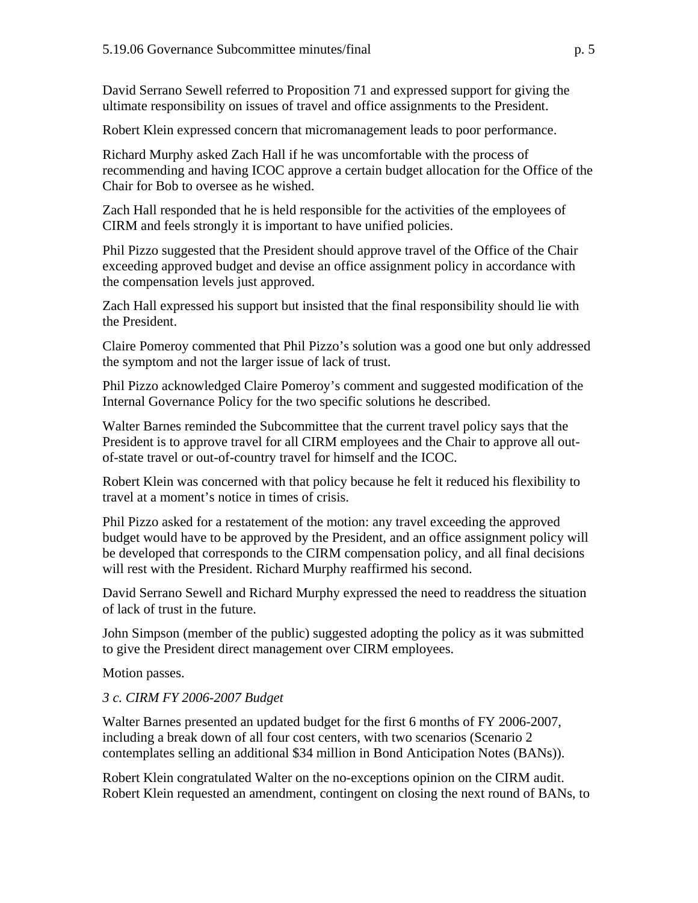David Serrano Sewell referred to Proposition 71 and expressed support for giving the ultimate responsibility on issues of travel and office assignments to the President.

Robert Klein expressed concern that micromanagement leads to poor performance.

Richard Murphy asked Zach Hall if he was uncomfortable with the process of recommending and having ICOC approve a certain budget allocation for the Office of the Chair for Bob to oversee as he wished.

Zach Hall responded that he is held responsible for the activities of the employees of CIRM and feels strongly it is important to have unified policies.

Phil Pizzo suggested that the President should approve travel of the Office of the Chair exceeding approved budget and devise an office assignment policy in accordance with the compensation levels just approved.

Zach Hall expressed his support but insisted that the final responsibility should lie with the President.

Claire Pomeroy commented that Phil Pizzo's solution was a good one but only addressed the symptom and not the larger issue of lack of trust.

Phil Pizzo acknowledged Claire Pomeroy's comment and suggested modification of the Internal Governance Policy for the two specific solutions he described.

Walter Barnes reminded the Subcommittee that the current travel policy says that the President is to approve travel for all CIRM employees and the Chair to approve all out-of-state travel or out-of-country travel for himself and the ICOC.

Robert Klein was concerned with that policy because he felt it reduced his flexibility to travel at a moment's notice in times of crisis.

Phil Pizzo asked for a restatement of the motion: any travel exceeding the approved budget would have to be approved by the President, and an office assignment policy will be developed that corresponds to the CIRM compensation policy, and all final decisions will rest with the President. Richard Murphy reaffirmed his second.

David Serrano Sewell and Richard Murphy expressed the need to readdress the situation of lack of trust in the future.

John Simpson (member of the public) suggested adopting the policy as it was submitted to give the President direct management over CIRM employees.

Motion passes.

*3 c. CIRM FY 2006-2007 Budget*

Walter Barnes presented an updated budget for the first 6 months of FY 2006-2007, including a break down of all four cost centers, with two scenarios (Scenario 2 contemplates selling an additional $34 million in Bond Anticipation Notes (BANs)).

Robert Klein congratulated Walter on the no-exceptions opinion on the CIRM audit. Robert Klein requested an amendment, contingent on closing the next round of BANs, to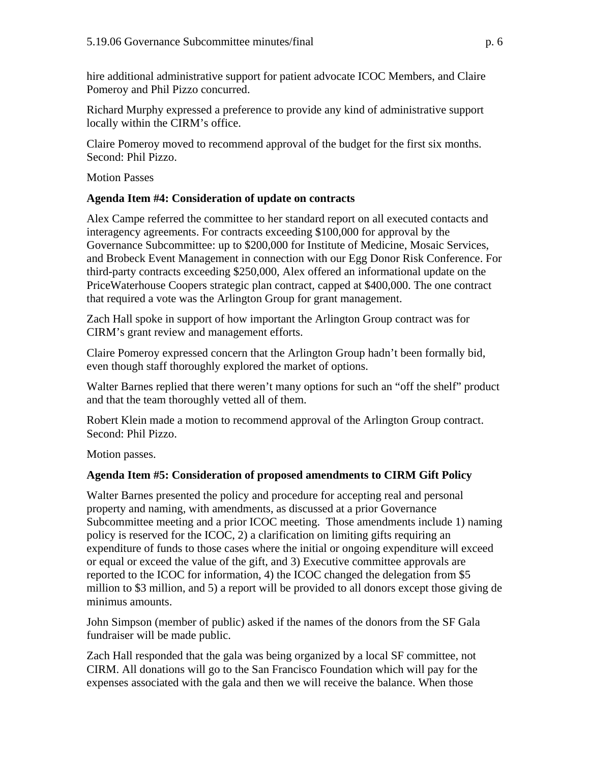hire additional administrative support for patient advocate ICOC Members, and Claire Pomeroy and Phil Pizzo concurred.

Richard Murphy expressed a preference to provide any kind of administrative support locally within the CIRM's office.

Claire Pomeroy moved to recommend approval of the budget for the first six months. Second: Phil Pizzo.

Motion Passes

**Agenda Item #4: Consideration of update on contracts**

Alex Campe referred the committee to her standard report on all executed contacts and interagency agreements. For contracts exceeding $100,000 for approval by the Governance Subcommittee: up to $200,000 for Institute of Medicine, Mosaic Services, and Brobeck Event Management in connection with our Egg Donor Risk Conference. For third-party contracts exceeding $250,000, Alex offered an informational update on the PriceWaterhouse Coopers strategic plan contract, capped at $400,000. The one contract that required a vote was the Arlington Group for grant management.

Zach Hall spoke in support of how important the Arlington Group contract was for CIRM's grant review and management efforts.

Claire Pomeroy expressed concern that the Arlington Group hadn't been formally bid, even though staff thoroughly explored the market of options.

Walter Barnes replied that there weren't many options for such an "off the shelf" product and that the team thoroughly vetted all of them.

Robert Klein made a motion to recommend approval of the Arlington Group contract. Second: Phil Pizzo.

Motion passes.

**Agenda Item #5: Consideration of proposed amendments to CIRM Gift Policy**

Walter Barnes presented the policy and procedure for accepting real and personal property and naming, with amendments, as discussed at a prior Governance Subcommittee meeting and a prior ICOC meeting. Those amendments include 1) naming policy is reserved for the ICOC, 2) a clarification on limiting gifts requiring an expenditure of funds to those cases where the initial or ongoing expenditure will exceed or equal or exceed the value of the gift, and 3) Executive committee approvals are reported to the ICOC for information, 4) the ICOC changed the delegation from $5 million to $3 million, and 5) a report will be provided to all donors except those giving de minimus amounts.

John Simpson (member of public) asked if the names of the donors from the SF Gala fundraiser will be made public.

Zach Hall responded that the gala was being organized by a local SF committee, not CIRM. All donations will go to the San Francisco Foundation which will pay for the expenses associated with the gala and then we will receive the balance. When those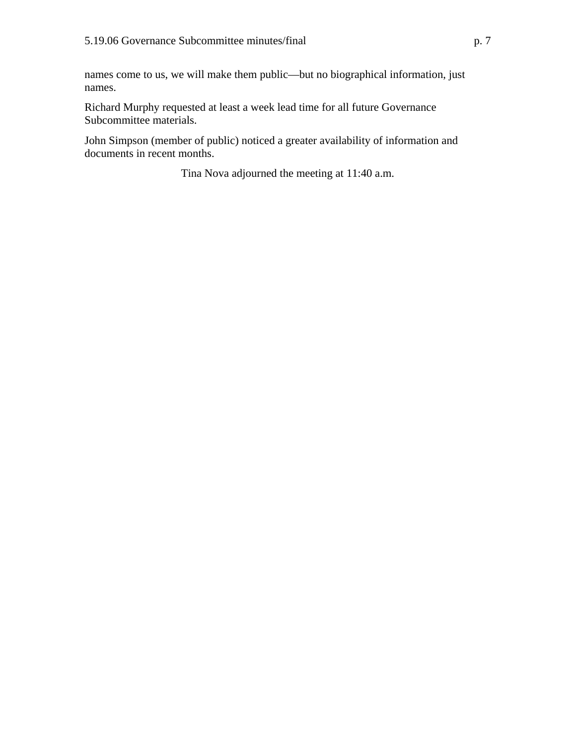names come to us, we will make them public—but no biographical information, just names.

Richard Murphy requested at least a week lead time for all future Governance Subcommittee materials.

John Simpson (member of public) noticed a greater availability of information and documents in recent months.

Tina Nova adjourned the meeting at 11:40 a.m.